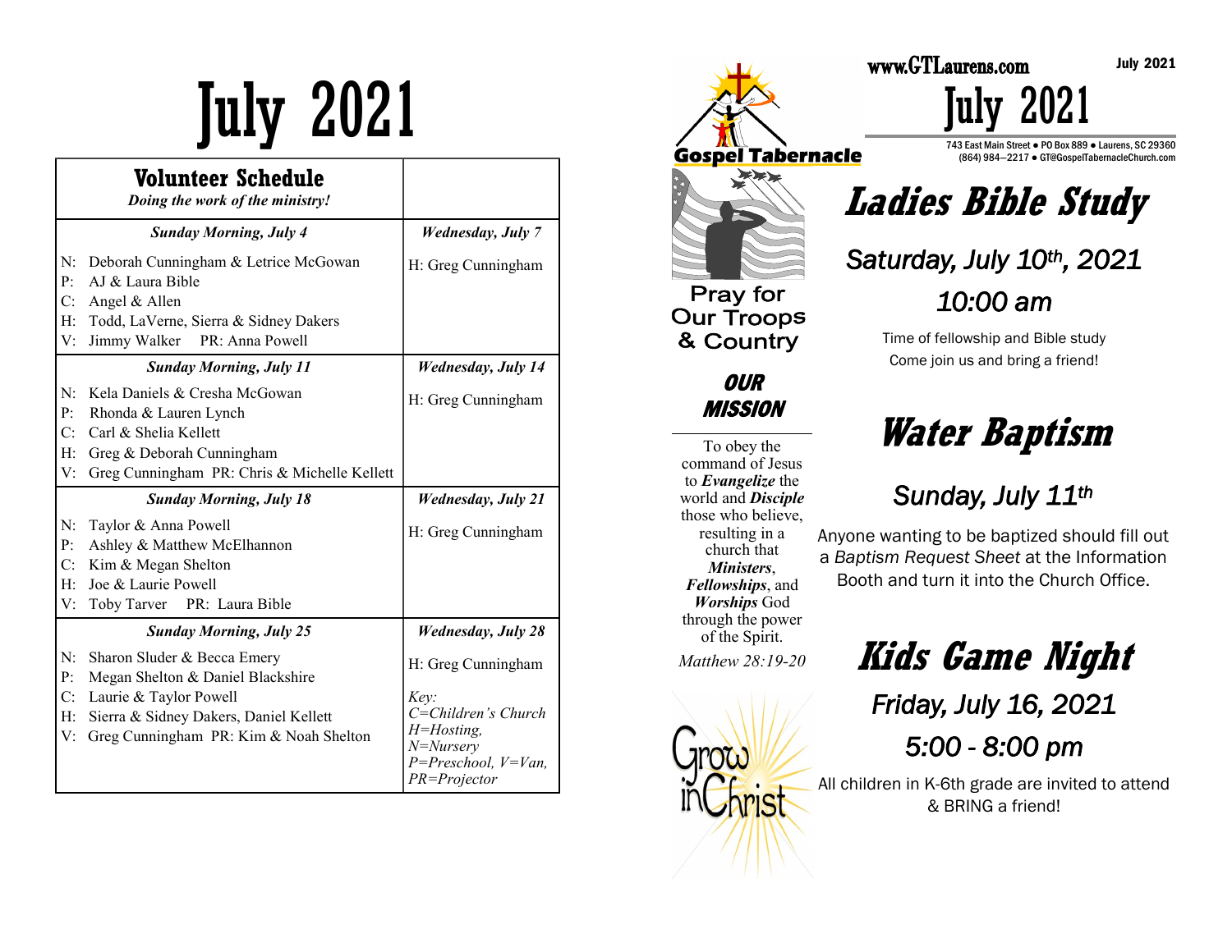# July 2021

## Volunteer Schedule

*Doing the work of the ministry!*

| *Sunday Morning, July 4* | *Wednesday, July 7* |
|---|---|
| N: Deborah Cunningham & Letrice McGowan<br>P: AJ & Laura Bible<br>C: Angel & Allen<br>H: Todd, LaVerne, Sierra & Sidney Dakers<br>V: Jimmy Walker PR: Anna Powell | H: Greg Cunningham |
| ***Sunday Morning, July 11*** | ***Wednesday, July 14*** |
| N: Kela Daniels & Cresha McGowan<br>P: Rhonda & Lauren Lynch<br>C: Carl & Shelia Kellett<br>H: Greg & Deborah Cunningham<br>V: Greg Cunningham PR: Chris & Michelle Kellett | H: Greg Cunningham |
| ***Sunday Morning, July 18*** | ***Wednesday, July 21*** |
| N: Taylor & Anna Powell<br>P: Ashley & Matthew McElhannon<br>C: Kim & Megan Shelton<br>H: Joe & Laurie Powell<br>V: Toby Tarver PR: Laura Bible | H: Greg Cunningham |
| ***Sunday Morning, July 25*** | ***Wednesday, July 28*** |
| N: Sharon Sluder & Becca Emery<br>P: Megan Shelton & Daniel Blackshire<br>C: Laurie & Taylor Powell<br>H: Sierra & Sidney Dakers, Daniel Kellett<br>V: Greg Cunningham PR: Kim & Noah Shelton | H: Greg Cunningham<br><br>*Key:*<br>*C=Children's Church*<br>*H=Hosting,*<br>*N=Nursery*<br>*P=Preschool, V=Van,*<br>*PR=Projector* |

**Gospel Tabernacle**

www.GTLaurens.com

July 2021

# July 2021

743 East Main Street ● PO Box 889 ● Laurens, SC 29360
(864) 984—2217 ● GT@GospelTabernacleChurch.com

**Pray for Our Troops & Country**

## *OUR MISSION*

To obey the command of Jesus to ***Evangelize*** the world and ***Disciple*** those who believe, resulting in a church that ***Ministers***, ***Fellowships***, and ***Worships*** God through the power of the Spirit.

*Matthew 28:19-20*

Grow in Christ

## *Ladies Bible Study*

*Saturday, July 10th, 2021*

*10:00 am*

Time of fellowship and Bible study
Come join us and bring a friend!

## *Water Baptism*

*Sunday, July 11th*

Anyone wanting to be baptized should fill out a *Baptism Request Sheet* at the Information Booth and turn it into the Church Office.

## *Kids Game Night*

*Friday, July 16, 2021*

*5:00 - 8:00 pm*

All children in K-6th grade are invited to attend & BRING a friend!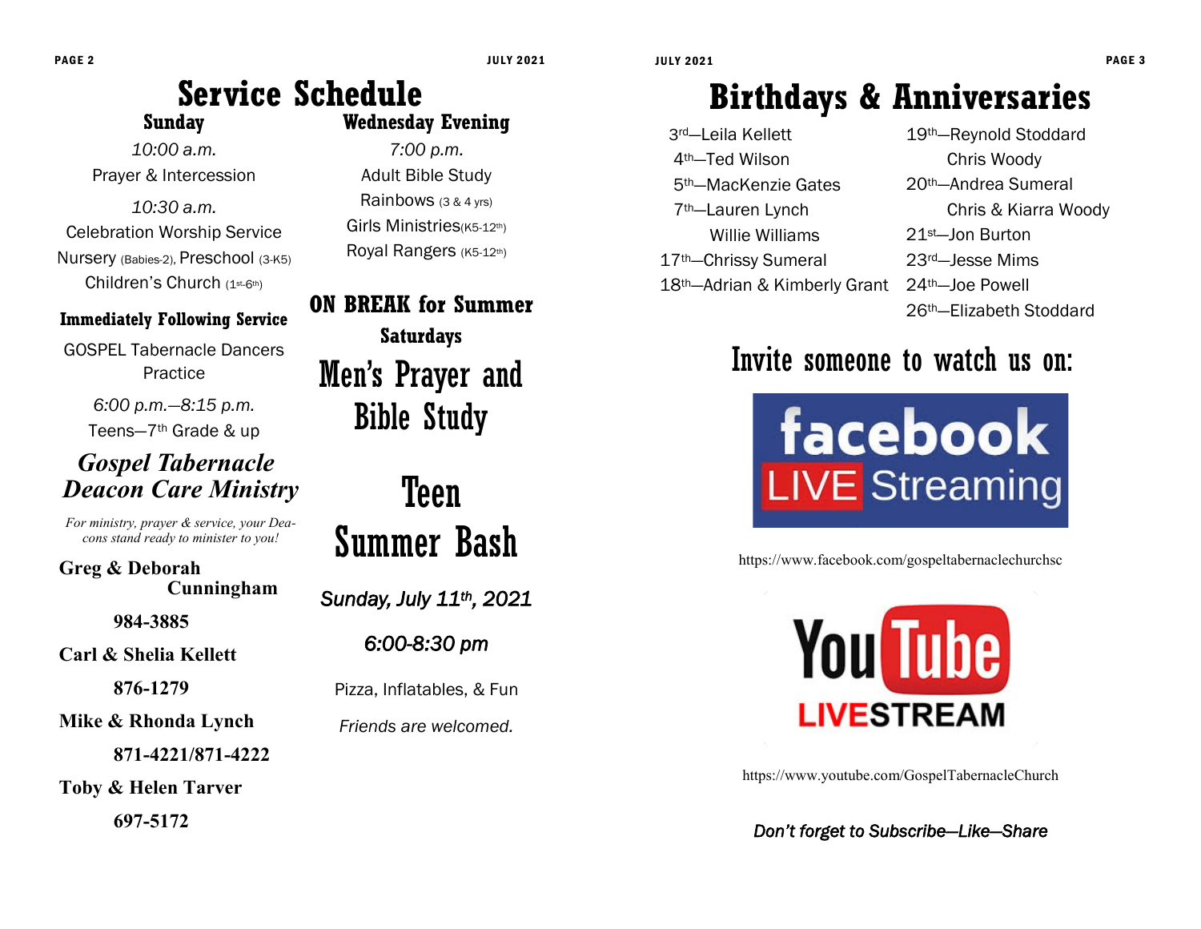# Service Schedule

## Sunday

*10:00 a.m.*

Prayer & Intercession

*10:30 a.m.*

Celebration Worship Service

Nursery (Babies-2), Preschool (3-K5)

Children's Church (1st-6th)

### Immediately Following Service

GOSPEL Tabernacle Dancers Practice

*6:00 p.m.—8:15 p.m.*

Teens—7th Grade & up

## Wednesday Evening

*7:00 p.m.*

Adult Bible Study

Rainbows (3 & 4 yrs)

Girls Ministries(K5-12th)

Royal Rangers (K5-12th)

## *Gospel Tabernacle Deacon Care Ministry*

*For ministry, prayer & service, your Deacons stand ready to minister to you!*

**Greg & Deborah Cunningham**

**984-3885**

**Carl & Shelia Kellett**

**876-1279**

**Mike & Rhonda Lynch**

**871-4221/871-4222**

**Toby & Helen Tarver**

**697-5172**

## ON BREAK for Summer

### Saturdays

## Men's Prayer and Bible Study

## Teen Summer Bash

*Sunday, July 11th, 2021*

*6:00-8:30 pm*

Pizza, Inflatables, & Fun

*Friends are welcomed.*

# Birthdays & Anniversaries

3rd—Leila Kellett

4th—Ted Wilson

5th—MacKenzie Gates

7th—Lauren Lynch
Willie Williams

17th—Chrissy Sumeral

18th—Adrian & Kimberly Grant

19th—Reynold Stoddard
Chris Woody

20th—Andrea Sumeral
Chris & Kiarra Woody

21st—Jon Burton

23rd—Jesse Mims

24th—Joe Powell

26th—Elizabeth Stoddard

## Invite someone to watch us on:

facebook LIVE Streaming

https://www.facebook.com/gospeltabernaclechurchsc

YouTube LIVESTREAM

https://www.youtube.com/GospelTabernacleChurch

*Don't forget to Subscribe—Like—Share*